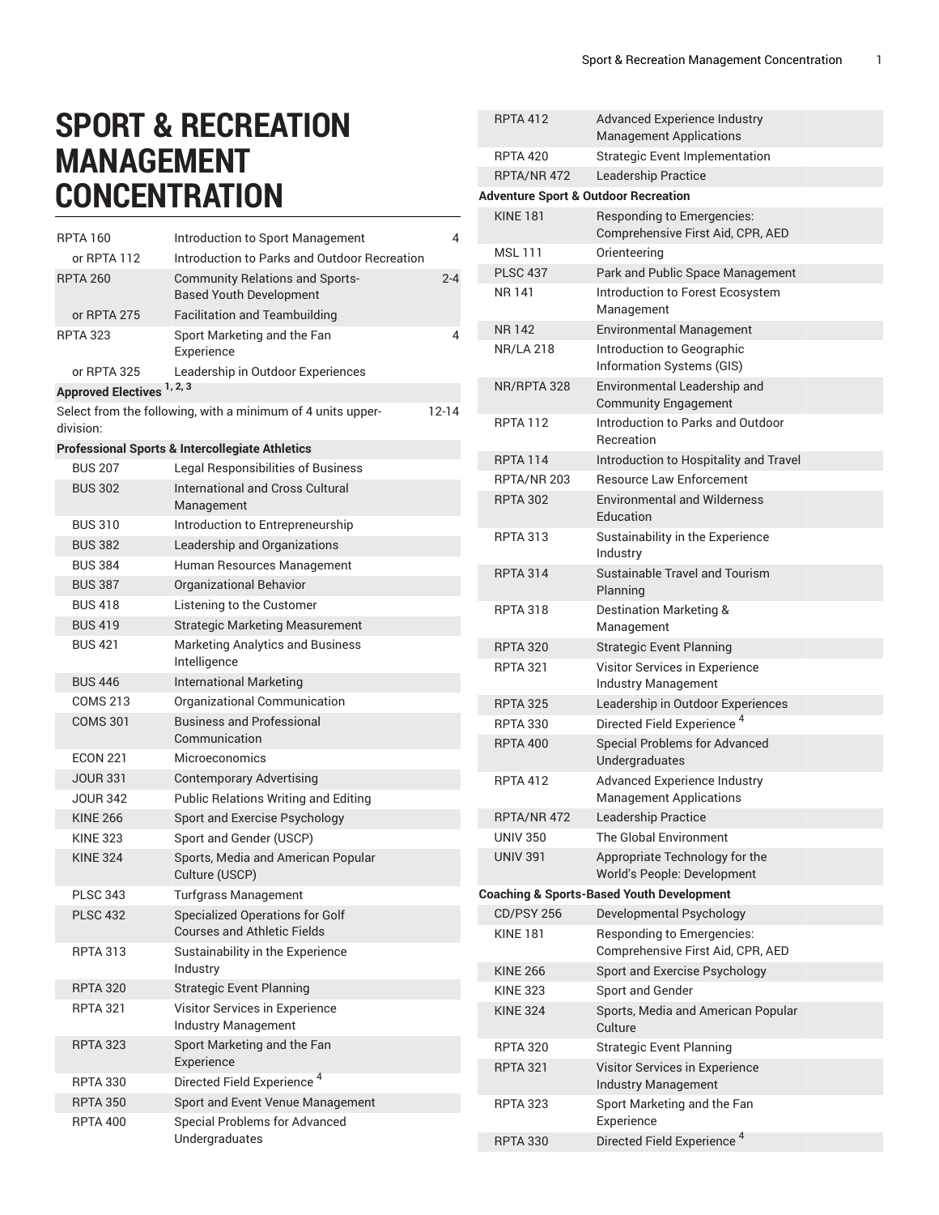# SPORT & RECREATION MANAGEMENT CONCENTRATION

| | | |
|---|---|---|
| RPTA 160 | Introduction to Sport Management | 4 |
| or RPTA 112 | Introduction to Parks and Outdoor Recreation | |
| RPTA 260 | Community Relations and Sports-Based Youth Development | 2-4 |
| or RPTA 275 | Facilitation and Teambuilding | |
| RPTA 323 | Sport Marketing and the Fan Experience | 4 |
| or RPTA 325 | Leadership in Outdoor Experiences | |
| **Approved Electives [1, 2, 3]** | | |
| Select from the following, with a minimum of 4 units upper-division: | | 12-14 |
| **Professional Sports & Intercollegiate Athletics** | | |
| BUS 207 | Legal Responsibilities of Business | |
| BUS 302 | International and Cross Cultural Management | |
| BUS 310 | Introduction to Entrepreneurship | |
| BUS 382 | Leadership and Organizations | |
| BUS 384 | Human Resources Management | |
| BUS 387 | Organizational Behavior | |
| BUS 418 | Listening to the Customer | |
| BUS 419 | Strategic Marketing Measurement | |
| BUS 421 | Marketing Analytics and Business Intelligence | |
| BUS 446 | International Marketing | |
| COMS 213 | Organizational Communication | |
| COMS 301 | Business and Professional Communication | |
| ECON 221 | Microeconomics | |
| JOUR 331 | Contemporary Advertising | |
| JOUR 342 | Public Relations Writing and Editing | |
| KINE 266 | Sport and Exercise Psychology | |
| KINE 323 | Sport and Gender (USCP) | |
| KINE 324 | Sports, Media and American Popular Culture (USCP) | |
| PLSC 343 | Turfgrass Management | |
| PLSC 432 | Specialized Operations for Golf Courses and Athletic Fields | |
| RPTA 313 | Sustainability in the Experience Industry | |
| RPTA 320 | Strategic Event Planning | |
| RPTA 321 | Visitor Services in Experience Industry Management | |
| RPTA 323 | Sport Marketing and the Fan Experience | |
| RPTA 330 | Directed Field Experience [4] | |
| RPTA 350 | Sport and Event Venue Management | |
| RPTA 400 | Special Problems for Advanced Undergraduates | |
| RPTA 412 | Advanced Experience Industry Management Applications | |
| RPTA 420 | Strategic Event Implementation | |
| RPTA/NR 472 | Leadership Practice | |
| **Adventure Sport & Outdoor Recreation** | | |
| KINE 181 | Responding to Emergencies: Comprehensive First Aid, CPR, AED | |
| MSL 111 | Orienteering | |
| PLSC 437 | Park and Public Space Management | |
| NR 141 | Introduction to Forest Ecosystem Management | |
| NR 142 | Environmental Management | |
| NR/LA 218 | Introduction to Geographic Information Systems (GIS) | |
| NR/RPTA 328 | Environmental Leadership and Community Engagement | |
| RPTA 112 | Introduction to Parks and Outdoor Recreation | |
| RPTA 114 | Introduction to Hospitality and Travel | |
| RPTA/NR 203 | Resource Law Enforcement | |
| RPTA 302 | Environmental and Wilderness Education | |
| RPTA 313 | Sustainability in the Experience Industry | |
| RPTA 314 | Sustainable Travel and Tourism Planning | |
| RPTA 318 | Destination Marketing & Management | |
| RPTA 320 | Strategic Event Planning | |
| RPTA 321 | Visitor Services in Experience Industry Management | |
| RPTA 325 | Leadership in Outdoor Experiences | |
| RPTA 330 | Directed Field Experience [4] | |
| RPTA 400 | Special Problems for Advanced Undergraduates | |
| RPTA 412 | Advanced Experience Industry Management Applications | |
| RPTA/NR 472 | Leadership Practice | |
| UNIV 350 | The Global Environment | |
| UNIV 391 | Appropriate Technology for the World's People: Development | |
| **Coaching & Sports-Based Youth Development** | | |
| CD/PSY 256 | Developmental Psychology | |
| KINE 181 | Responding to Emergencies: Comprehensive First Aid, CPR, AED | |
| KINE 266 | Sport and Exercise Psychology | |
| KINE 323 | Sport and Gender | |
| KINE 324 | Sports, Media and American Popular Culture | |
| RPTA 320 | Strategic Event Planning | |
| RPTA 321 | Visitor Services in Experience Industry Management | |
| RPTA 323 | Sport Marketing and the Fan Experience | |
| RPTA 330 | Directed Field Experience [4] | |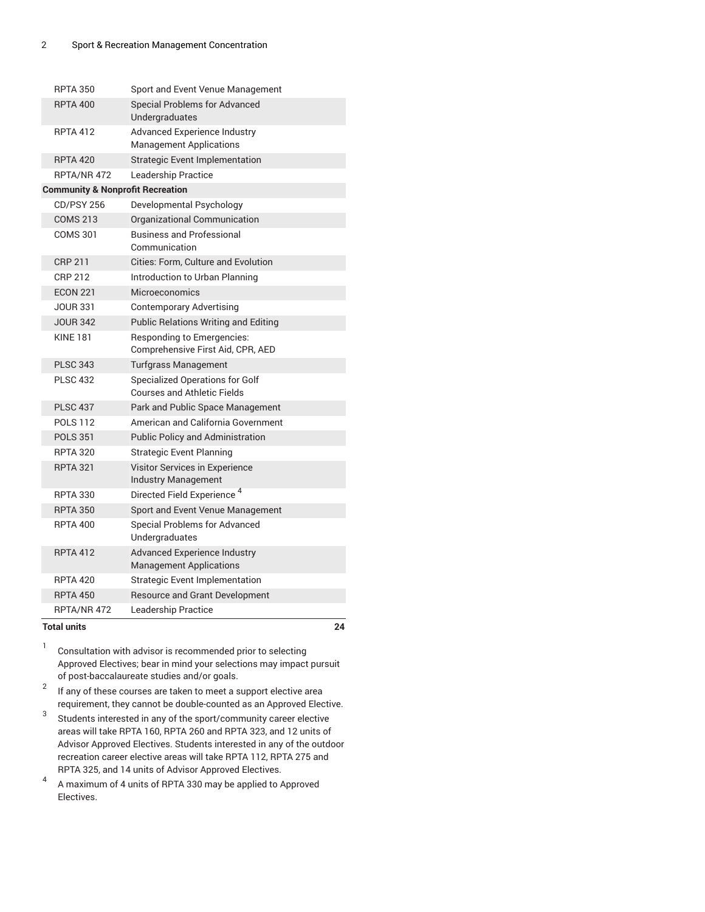| | | |
|---|---|---|
| RPTA 350 | Sport and Event Venue Management | |
| RPTA 400 | Special Problems for Advanced Undergraduates | |
| RPTA 412 | Advanced Experience Industry Management Applications | |
| RPTA 420 | Strategic Event Implementation | |
| RPTA/NR 472 | Leadership Practice | |
| **Community & Nonprofit Recreation** | | |
| CD/PSY 256 | Developmental Psychology | |
| COMS 213 | Organizational Communication | |
| COMS 301 | Business and Professional Communication | |
| CRP 211 | Cities: Form, Culture and Evolution | |
| CRP 212 | Introduction to Urban Planning | |
| ECON 221 | Microeconomics | |
| JOUR 331 | Contemporary Advertising | |
| JOUR 342 | Public Relations Writing and Editing | |
| KINE 181 | Responding to Emergencies: Comprehensive First Aid, CPR, AED | |
| PLSC 343 | Turfgrass Management | |
| PLSC 432 | Specialized Operations for Golf Courses and Athletic Fields | |
| PLSC 437 | Park and Public Space Management | |
| POLS 112 | American and California Government | |
| POLS 351 | Public Policy and Administration | |
| RPTA 320 | Strategic Event Planning | |
| RPTA 321 | Visitor Services in Experience Industry Management | |
| RPTA 330 | Directed Field Experience [4] | |
| RPTA 350 | Sport and Event Venue Management | |
| RPTA 400 | Special Problems for Advanced Undergraduates | |
| RPTA 412 | Advanced Experience Industry Management Applications | |
| RPTA 420 | Strategic Event Implementation | |
| RPTA 450 | Resource and Grant Development | |
| RPTA/NR 472 | Leadership Practice | |
| **Total units** | | **24** |

1. Consultation with advisor is recommended prior to selecting Approved Electives; bear in mind your selections may impact pursuit of post-baccalaureate studies and/or goals.
2. If any of these courses are taken to meet a support elective area requirement, they cannot be double-counted as an Approved Elective.
3. Students interested in any of the sport/community career elective areas will take RPTA 160, RPTA 260 and RPTA 323, and 12 units of Advisor Approved Electives. Students interested in any of the outdoor recreation career elective areas will take RPTA 112, RPTA 275 and RPTA 325, and 14 units of Advisor Approved Electives.
4. A maximum of 4 units of RPTA 330 may be applied to Approved Electives.